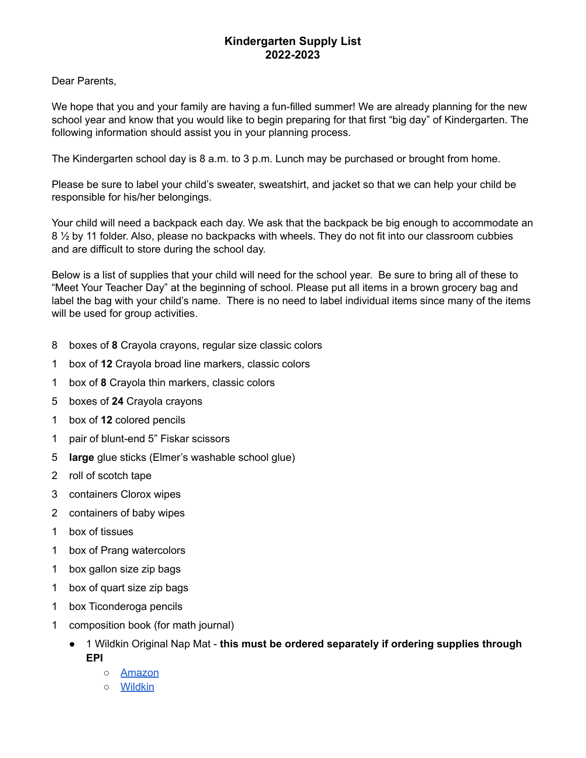# Kindergarten Supply List
# 2022-2023

Dear Parents,

We hope that you and your family are having a fun-filled summer! We are already planning for the new school year and know that you would like to begin preparing for that first "big day" of Kindergarten. The following information should assist you in your planning process.

The Kindergarten school day is 8 a.m. to 3 p.m. Lunch may be purchased or brought from home.

Please be sure to label your child's sweater, sweatshirt, and jacket so that we can help your child be responsible for his/her belongings.

Your child will need a backpack each day. We ask that the backpack be big enough to accommodate an 8 ½ by 11 folder. Also, please no backpacks with wheels. They do not fit into our classroom cubbies and are difficult to store during the school day.

Below is a list of supplies that your child will need for the school year. Be sure to bring all of these to "Meet Your Teacher Day" at the beginning of school. Please put all items in a brown grocery bag and label the bag with your child's name. There is no need to label individual items since many of the items will be used for group activities.

8 boxes of **8** Crayola crayons, regular size classic colors

1 box of **12** Crayola broad line markers, classic colors

1 box of **8** Crayola thin markers, classic colors

5 boxes of **24** Crayola crayons

1 box of **12** colored pencils

1 pair of blunt-end 5" Fiskar scissors

5 **large** glue sticks (Elmer's washable school glue)

2 roll of scotch tape

3 containers Clorox wipes

2 containers of baby wipes

1 box of tissues

1 box of Prang watercolors

1 box gallon size zip bags

1 box of quart size zip bags

1 box Ticonderoga pencils

1 composition book (for math journal)

- 1 Wildkin Original Nap Mat - **this must be ordered separately if ordering supplies through EPI**
  - Amazon
  - Wildkin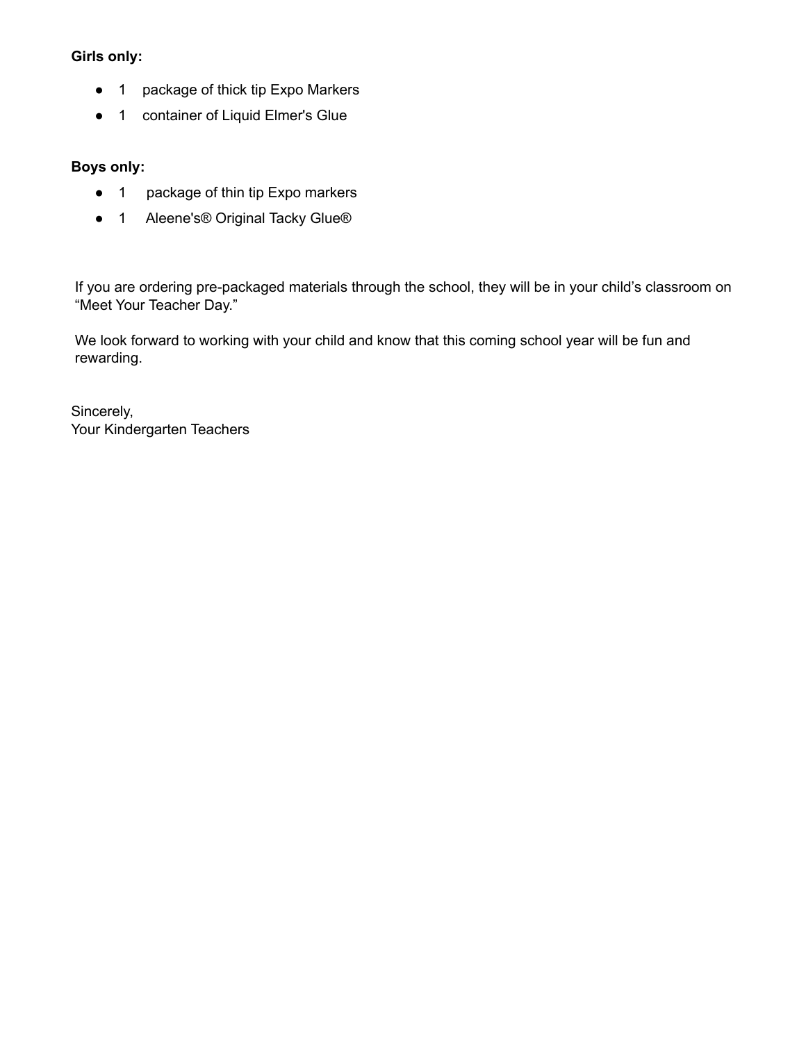**Girls only:**

- 1 package of thick tip Expo Markers
- 1 container of Liquid Elmer's Glue

**Boys only:**

- 1 package of thin tip Expo markers
- 1 Aleene's® Original Tacky Glue®

If you are ordering pre-packaged materials through the school, they will be in your child's classroom on "Meet Your Teacher Day."

We look forward to working with your child and know that this coming school year will be fun and rewarding.

Sincerely,
Your Kindergarten Teachers